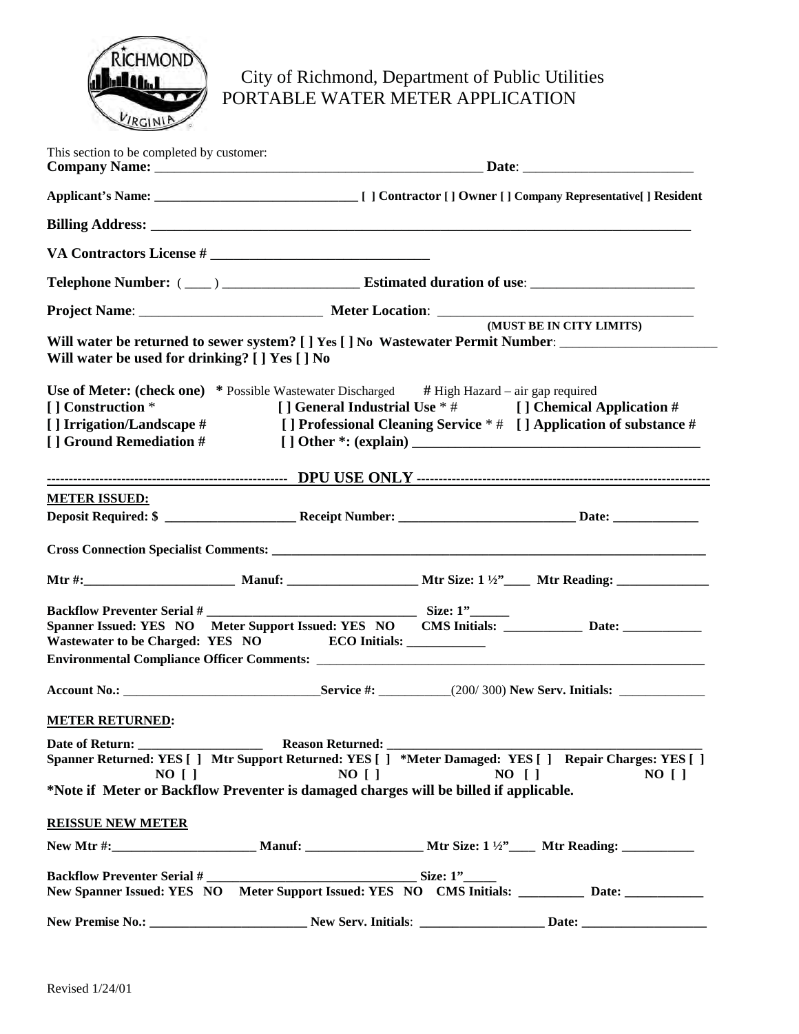# City of Richmond, Department of Public Utilities
## PORTABLE WATER METER APPLICATION

This section to be completed by customer:

**Company Name:** _______________________________________________ **Date**: ________________________

**Applicant's Name:** _____________________________ [ ] Contractor [ ] Owner [ ] Company Representative[ ] Resident

**Billing Address:** ____________________________________________________________________________

**VA Contractors License #** ______________________________

**Telephone Number:** ( ____ ) __________________ **Estimated duration of use**: ______________________

**Project Name**: _________________________ **Meter Location**: ___________________________________
(MUST BE IN CITY LIMITS)

**Will water be returned to sewer system? [ ] Yes [ ] No Wastewater Permit Number**: ______________________

**Will water be used for drinking? [ ] Yes [ ] No**

**Use of Meter: (check one)** * Possible Wastewater Discharged # High Hazard – air gap required

- **[ ] Construction** *
- **[ ] General Industrial Use** * #
- **[ ] Chemical Application #**
- **[ ] Irrigation/Landscape #**
- **[ ] Professional Cleaning Service** * #
- **[ ] Application of substance #**
- **[ ] Ground Remediation #**
- **[ ] Other *: (explain)** _________________________________________

----------------------------------------------------- **DPU USE ONLY** -----------------------------------------------------

**METER ISSUED:**

**Deposit Required: $** ___________________ **Receipt Number:** __________________________ **Date:** _____________

**Cross Connection Specialist Comments:** _____________________________________________________________________

**Mtr #:**______________________ **Manuf:** ___________________ **Mtr Size: 1 ½"**____ **Mtr Reading:** ______________

**Backflow Preventer Serial #** _____________________________ **Size: 1"**______

**Spanner Issued: YES NO Meter Support Issued: YES NO CMS Initials:** ___________ **Date:** ___________

**Wastewater to be Charged: YES NO ECO Initials:** ___________

**Environmental Compliance Officer Comments:** _______________________________________________________

**Account No.:** ______________________________**Service #:** ___________(200/ 300) **New Serv. Initials:** _____________

**METER RETURNED:**

**Date of Return:** ___________________ **Reason Returned:** ____________________________________________

**Spanner Returned: YES [ ] NO [ ] Mtr Support Returned: YES [ ] NO [ ] *Meter Damaged: YES [ ] NO [ ] Repair Charges: YES [ ] NO [ ]**

***Note if Meter or Backflow Preventer is damaged charges will be billed if applicable.**

**REISSUE NEW METER**

**New Mtr #:**_____________________ **Manuf:** _________________ **Mtr Size: 1 ½"**____ **Mtr Reading:** ___________

**Backflow Preventer Serial #** _____________________________ **Size: 1"**_____

**New Spanner Issued: YES NO Meter Support Issued: YES NO CMS Initials:** __________ **Date:** ____________

**New Premise No.:** _______________________ **New Serv. Initials**: __________________ **Date:** ___________________

Revised 1/24/01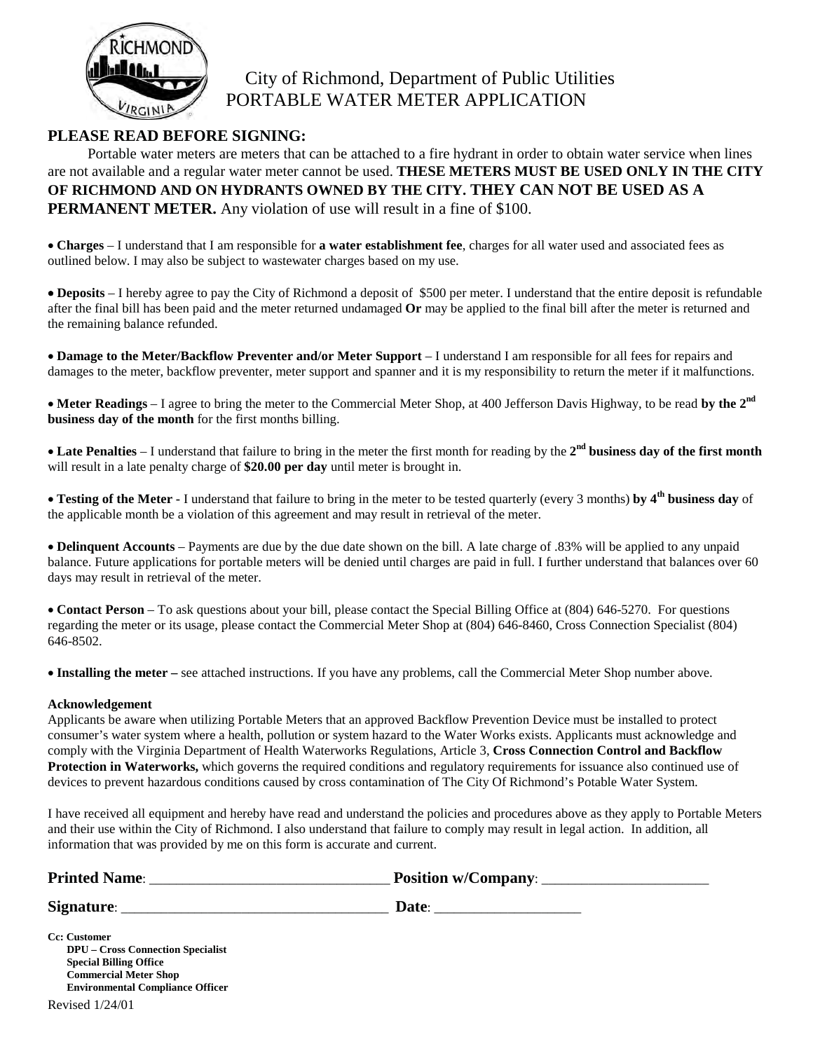# City of Richmond, Department of Public Utilities
# PORTABLE WATER METER APPLICATION

**PLEASE READ BEFORE SIGNING:**

Portable water meters are meters that can be attached to a fire hydrant in order to obtain water service when lines are not available and a regular water meter cannot be used. **THESE METERS MUST BE USED ONLY IN THE CITY OF RICHMOND AND ON HYDRANTS OWNED BY THE CITY. THEY CAN NOT BE USED AS A PERMANENT METER.** Any violation of use will result in a fine of $100.

- **Charges** – I understand that I am responsible for **a water establishment fee**, charges for all water used and associated fees as outlined below. I may also be subject to wastewater charges based on my use.

- **Deposits** – I hereby agree to pay the City of Richmond a deposit of $500 per meter. I understand that the entire deposit is refundable after the final bill has been paid and the meter returned undamaged **Or** may be applied to the final bill after the meter is returned and the remaining balance refunded.

- **Damage to the Meter/Backflow Preventer and/or Meter Support** – I understand I am responsible for all fees for repairs and damages to the meter, backflow preventer, meter support and spanner and it is my responsibility to return the meter if it malfunctions.

- **Meter Readings** – I agree to bring the meter to the Commercial Meter Shop, at 400 Jefferson Davis Highway, to be read **by the 2nd business day of the month** for the first months billing.

- **Late Penalties** – I understand that failure to bring in the meter the first month for reading by the **2nd business day of the first month** will result in a late penalty charge of **$20.00 per day** until meter is brought in.

- **Testing of the Meter -** I understand that failure to bring in the meter to be tested quarterly (every 3 months) **by 4th business day** of the applicable month be a violation of this agreement and may result in retrieval of the meter.

- **Delinquent Accounts** – Payments are due by the due date shown on the bill. A late charge of .83% will be applied to any unpaid balance. Future applications for portable meters will be denied until charges are paid in full. I further understand that balances over 60 days may result in retrieval of the meter.

- **Contact Person** – To ask questions about your bill, please contact the Special Billing Office at (804) 646-5270. For questions regarding the meter or its usage, please contact the Commercial Meter Shop at (804) 646-8460, Cross Connection Specialist (804) 646-8502.

- **Installing the meter –** see attached instructions. If you have any problems, call the Commercial Meter Shop number above.

**Acknowledgement**

Applicants be aware when utilizing Portable Meters that an approved Backflow Prevention Device must be installed to protect consumer's water system where a health, pollution or system hazard to the Water Works exists. Applicants must acknowledge and comply with the Virginia Department of Health Waterworks Regulations, Article 3, **Cross Connection Control and Backflow Protection in Waterworks,** which governs the required conditions and regulatory requirements for issuance also continued use of devices to prevent hazardous conditions caused by cross contamination of The City Of Richmond's Potable Water System.

I have received all equipment and hereby have read and understand the policies and procedures above as they apply to Portable Meters and their use within the City of Richmond. I also understand that failure to comply may result in legal action. In addition, all information that was provided by me on this form is accurate and current.

**Printed Name**: ______________________________ **Position w/Company**: ______________________

**Signature**: __________________________________ **Date**: ___________________

**Cc: Customer**
**DPU – Cross Connection Specialist**
**Special Billing Office**
**Commercial Meter Shop**
**Environmental Compliance Officer**

Revised 1/24/01